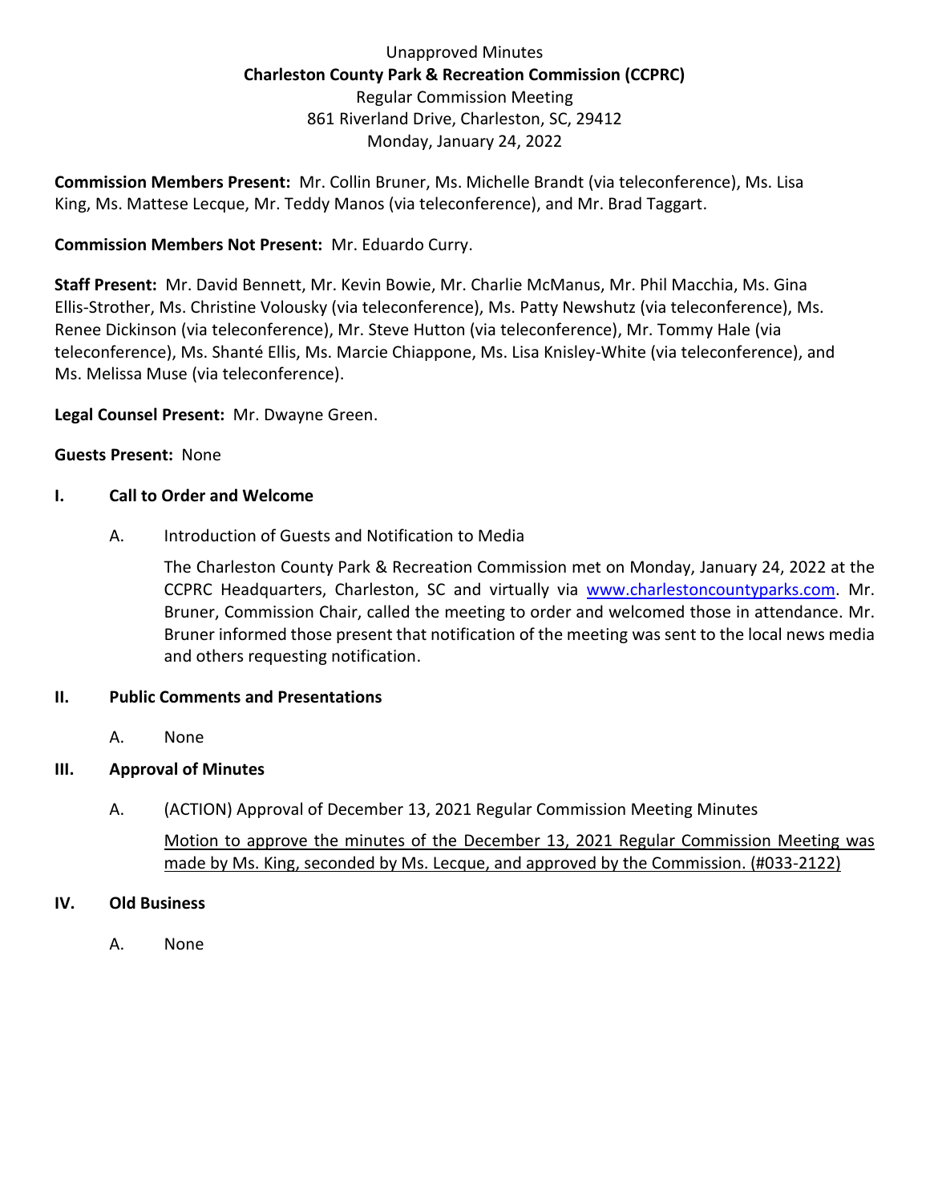Unapproved Minutes

**Charleston County Park & Recreation Commission (CCPRC)**

Regular Commission Meeting

861 Riverland Drive, Charleston, SC, 29412

Monday, January 24, 2022

**Commission Members Present:** Mr. Collin Bruner, Ms. Michelle Brandt (via teleconference), Ms. Lisa King, Ms. Mattese Lecque, Mr. Teddy Manos (via teleconference), and Mr. Brad Taggart.

**Commission Members Not Present:** Mr. Eduardo Curry.

**Staff Present:** Mr. David Bennett, Mr. Kevin Bowie, Mr. Charlie McManus, Mr. Phil Macchia, Ms. Gina Ellis-Strother, Ms. Christine Volousky (via teleconference), Ms. Patty Newshutz (via teleconference), Ms. Renee Dickinson (via teleconference), Mr. Steve Hutton (via teleconference), Mr. Tommy Hale (via teleconference), Ms. Shanté Ellis, Ms. Marcie Chiappone, Ms. Lisa Knisley-White (via teleconference), and Ms. Melissa Muse (via teleconference).

**Legal Counsel Present:** Mr. Dwayne Green.

**Guests Present:** None

## I. Call to Order and Welcome

A. Introduction of Guests and Notification to Media

The Charleston County Park & Recreation Commission met on Monday, January 24, 2022 at the CCPRC Headquarters, Charleston, SC and virtually via [www.charlestoncountyparks.com](www.charlestoncountyparks.com). Mr. Bruner, Commission Chair, called the meeting to order and welcomed those in attendance. Mr. Bruner informed those present that notification of the meeting was sent to the local news media and others requesting notification.

## II. Public Comments and Presentations

A. None

## III. Approval of Minutes

A. (ACTION) Approval of December 13, 2021 Regular Commission Meeting Minutes

<u>Motion to approve the minutes of the December 13, 2021 Regular Commission Meeting was made by Ms. King, seconded by Ms. Lecque, and approved by the Commission. (#033-2122)</u>

## IV. Old Business

A. None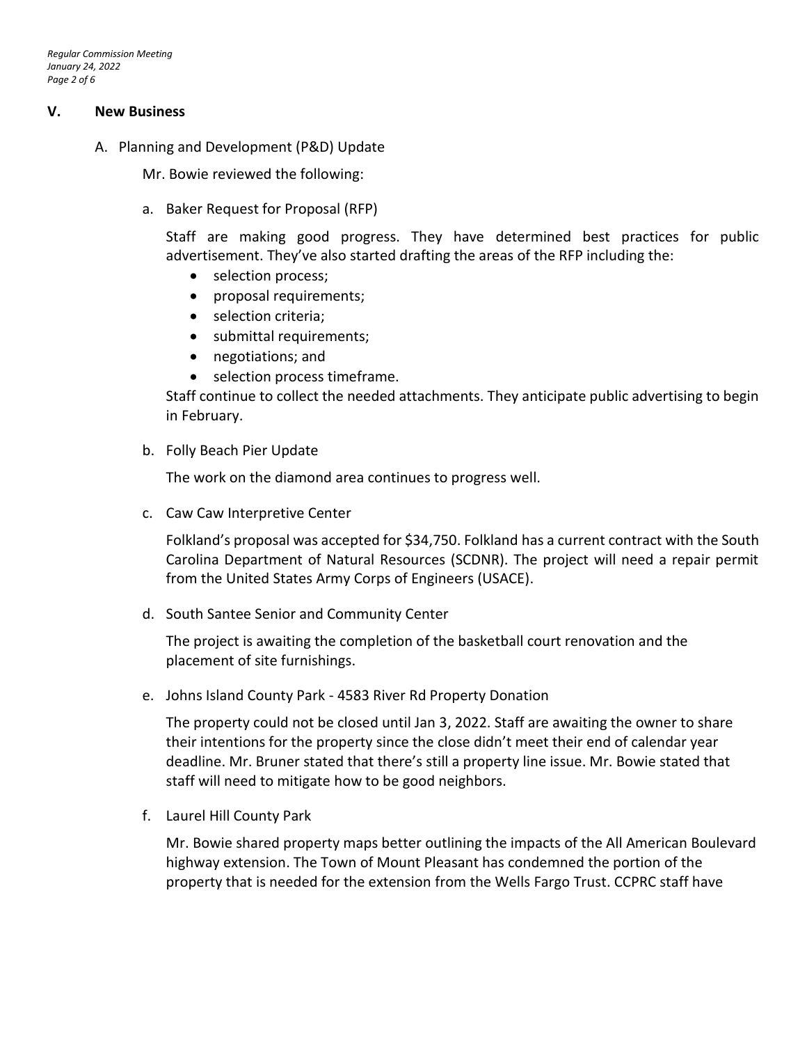## V. New Business

A. Planning and Development (P&D) Update

Mr. Bowie reviewed the following:

a. Baker Request for Proposal (RFP)

Staff are making good progress. They have determined best practices for public advertisement. They've also started drafting the areas of the RFP including the:

- selection process;
- proposal requirements;
- selection criteria;
- submittal requirements;
- negotiations; and
- selection process timeframe.

Staff continue to collect the needed attachments. They anticipate public advertising to begin in February.

b. Folly Beach Pier Update

The work on the diamond area continues to progress well.

c. Caw Caw Interpretive Center

Folkland's proposal was accepted for $34,750. Folkland has a current contract with the South Carolina Department of Natural Resources (SCDNR). The project will need a repair permit from the United States Army Corps of Engineers (USACE).

d. South Santee Senior and Community Center

The project is awaiting the completion of the basketball court renovation and the placement of site furnishings.

e. Johns Island County Park - 4583 River Rd Property Donation

The property could not be closed until Jan 3, 2022. Staff are awaiting the owner to share their intentions for the property since the close didn't meet their end of calendar year deadline. Mr. Bruner stated that there's still a property line issue. Mr. Bowie stated that staff will need to mitigate how to be good neighbors.

f. Laurel Hill County Park

Mr. Bowie shared property maps better outlining the impacts of the All American Boulevard highway extension. The Town of Mount Pleasant has condemned the portion of the property that is needed for the extension from the Wells Fargo Trust. CCPRC staff have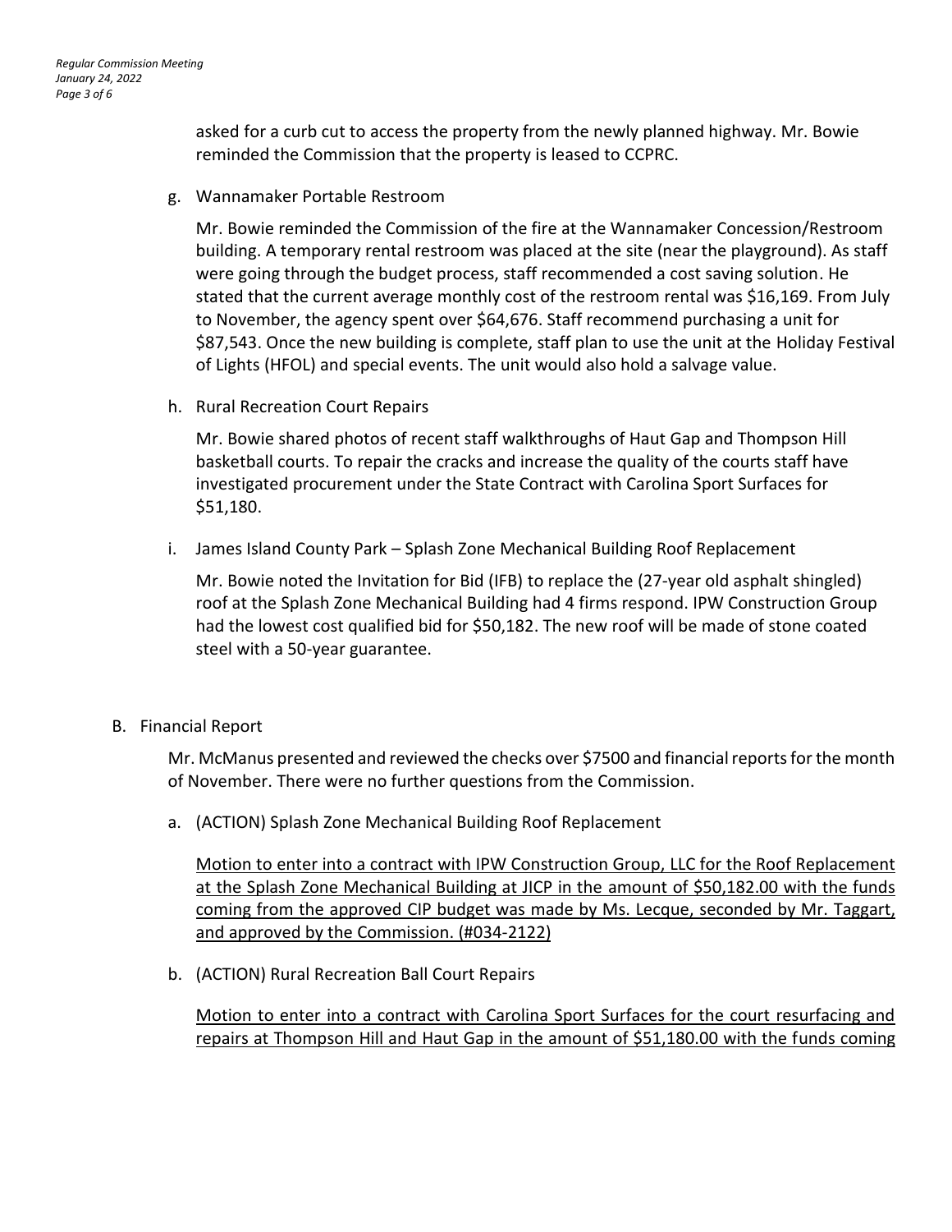asked for a curb cut to access the property from the newly planned highway. Mr. Bowie reminded the Commission that the property is leased to CCPRC.

g. Wannamaker Portable Restroom

Mr. Bowie reminded the Commission of the fire at the Wannamaker Concession/Restroom building. A temporary rental restroom was placed at the site (near the playground). As staff were going through the budget process, staff recommended a cost saving solution. He stated that the current average monthly cost of the restroom rental was $16,169. From July to November, the agency spent over $64,676. Staff recommend purchasing a unit for $87,543. Once the new building is complete, staff plan to use the unit at the Holiday Festival of Lights (HFOL) and special events. The unit would also hold a salvage value.

h. Rural Recreation Court Repairs

Mr. Bowie shared photos of recent staff walkthroughs of Haut Gap and Thompson Hill basketball courts. To repair the cracks and increase the quality of the courts staff have investigated procurement under the State Contract with Carolina Sport Surfaces for $51,180.

i. James Island County Park – Splash Zone Mechanical Building Roof Replacement

Mr. Bowie noted the Invitation for Bid (IFB) to replace the (27-year old asphalt shingled) roof at the Splash Zone Mechanical Building had 4 firms respond. IPW Construction Group had the lowest cost qualified bid for $50,182. The new roof will be made of stone coated steel with a 50-year guarantee.

B. Financial Report

Mr. McManus presented and reviewed the checks over $7500 and financial reports for the month of November. There were no further questions from the Commission.

a. (ACTION) Splash Zone Mechanical Building Roof Replacement

<u>Motion to enter into a contract with IPW Construction Group, LLC for the Roof Replacement at the Splash Zone Mechanical Building at JICP in the amount of $50,182.00 with the funds coming from the approved CIP budget was made by Ms. Lecque, seconded by Mr. Taggart, and approved by the Commission. (#034-2122)</u>

b. (ACTION) Rural Recreation Ball Court Repairs

<u>Motion to enter into a contract with Carolina Sport Surfaces for the court resurfacing and repairs at Thompson Hill and Haut Gap in the amount of $51,180.00 with the funds coming</u>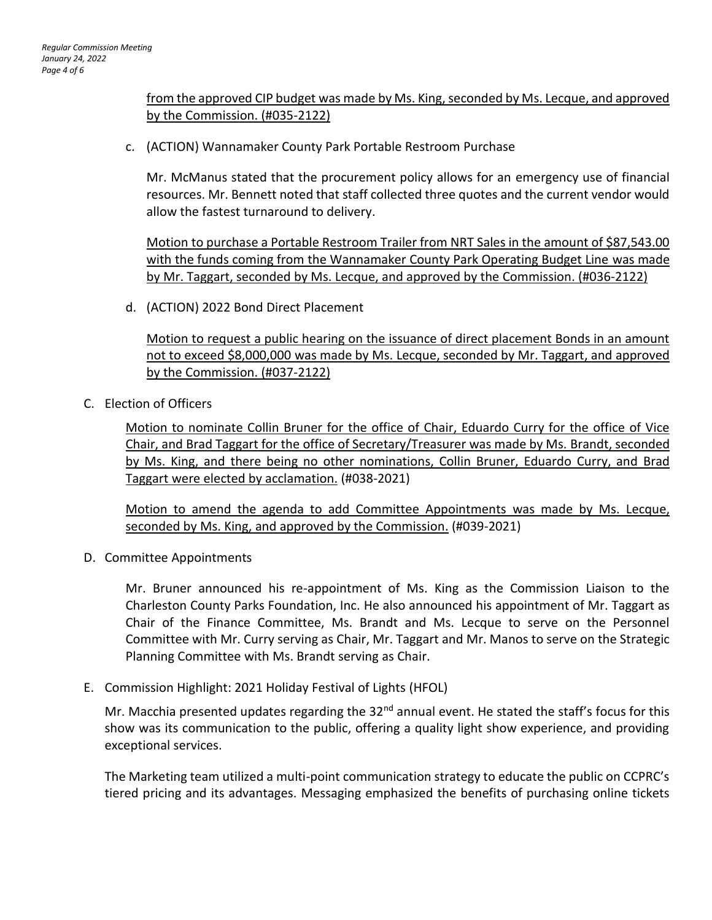from the approved CIP budget was made by Ms. King, seconded by Ms. Lecque, and approved by the Commission. (#035-2122)

c. (ACTION) Wannamaker County Park Portable Restroom Purchase

   Mr. McManus stated that the procurement policy allows for an emergency use of financial resources. Mr. Bennett noted that staff collected three quotes and the current vendor would allow the fastest turnaround to delivery.

   Motion to purchase a Portable Restroom Trailer from NRT Sales in the amount of $87,543.00 with the funds coming from the Wannamaker County Park Operating Budget Line was made by Mr. Taggart, seconded by Ms. Lecque, and approved by the Commission. (#036-2122)

d. (ACTION) 2022 Bond Direct Placement

   Motion to request a public hearing on the issuance of direct placement Bonds in an amount not to exceed $8,000,000 was made by Ms. Lecque, seconded by Mr. Taggart, and approved by the Commission. (#037-2122)

C. Election of Officers

   Motion to nominate Collin Bruner for the office of Chair, Eduardo Curry for the office of Vice Chair, and Brad Taggart for the office of Secretary/Treasurer was made by Ms. Brandt, seconded by Ms. King, and there being no other nominations, Collin Bruner, Eduardo Curry, and Brad Taggart were elected by acclamation. (#038-2021)

   Motion to amend the agenda to add Committee Appointments was made by Ms. Lecque, seconded by Ms. King, and approved by the Commission. (#039-2021)

D. Committee Appointments

   Mr. Bruner announced his re-appointment of Ms. King as the Commission Liaison to the Charleston County Parks Foundation, Inc. He also announced his appointment of Mr. Taggart as Chair of the Finance Committee, Ms. Brandt and Ms. Lecque to serve on the Personnel Committee with Mr. Curry serving as Chair, Mr. Taggart and Mr. Manos to serve on the Strategic Planning Committee with Ms. Brandt serving as Chair.

E. Commission Highlight: 2021 Holiday Festival of Lights (HFOL)

   Mr. Macchia presented updates regarding the 32nd annual event. He stated the staff's focus for this show was its communication to the public, offering a quality light show experience, and providing exceptional services.

   The Marketing team utilized a multi-point communication strategy to educate the public on CCPRC's tiered pricing and its advantages. Messaging emphasized the benefits of purchasing online tickets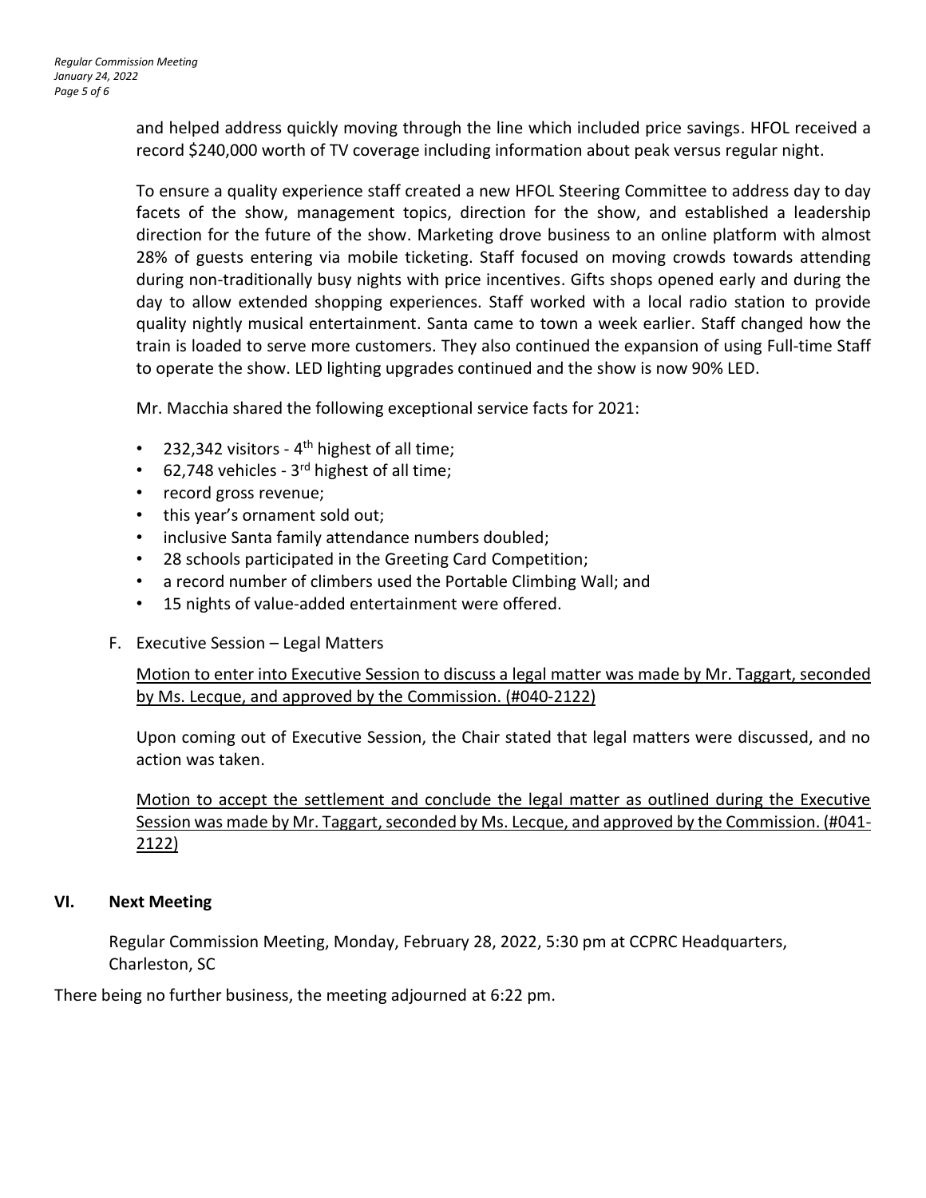and helped address quickly moving through the line which included price savings. HFOL received a record $240,000 worth of TV coverage including information about peak versus regular night.

To ensure a quality experience staff created a new HFOL Steering Committee to address day to day facets of the show, management topics, direction for the show, and established a leadership direction for the future of the show. Marketing drove business to an online platform with almost 28% of guests entering via mobile ticketing. Staff focused on moving crowds towards attending during non-traditionally busy nights with price incentives. Gifts shops opened early and during the day to allow extended shopping experiences. Staff worked with a local radio station to provide quality nightly musical entertainment. Santa came to town a week earlier. Staff changed how the train is loaded to serve more customers. They also continued the expansion of using Full-time Staff to operate the show. LED lighting upgrades continued and the show is now 90% LED.

Mr. Macchia shared the following exceptional service facts for 2021:

- 232,342 visitors - 4th highest of all time;
- 62,748 vehicles - 3rd highest of all time;
- record gross revenue;
- this year's ornament sold out;
- inclusive Santa family attendance numbers doubled;
- 28 schools participated in the Greeting Card Competition;
- a record number of climbers used the Portable Climbing Wall; and
- 15 nights of value-added entertainment were offered.

F. Executive Session – Legal Matters

Motion to enter into Executive Session to discuss a legal matter was made by Mr. Taggart, seconded by Ms. Lecque, and approved by the Commission. (#040-2122)

Upon coming out of Executive Session, the Chair stated that legal matters were discussed, and no action was taken.

Motion to accept the settlement and conclude the legal matter as outlined during the Executive Session was made by Mr. Taggart, seconded by Ms. Lecque, and approved by the Commission. (#041-2122)

## VI. Next Meeting

Regular Commission Meeting, Monday, February 28, 2022, 5:30 pm at CCPRC Headquarters, Charleston, SC

There being no further business, the meeting adjourned at 6:22 pm.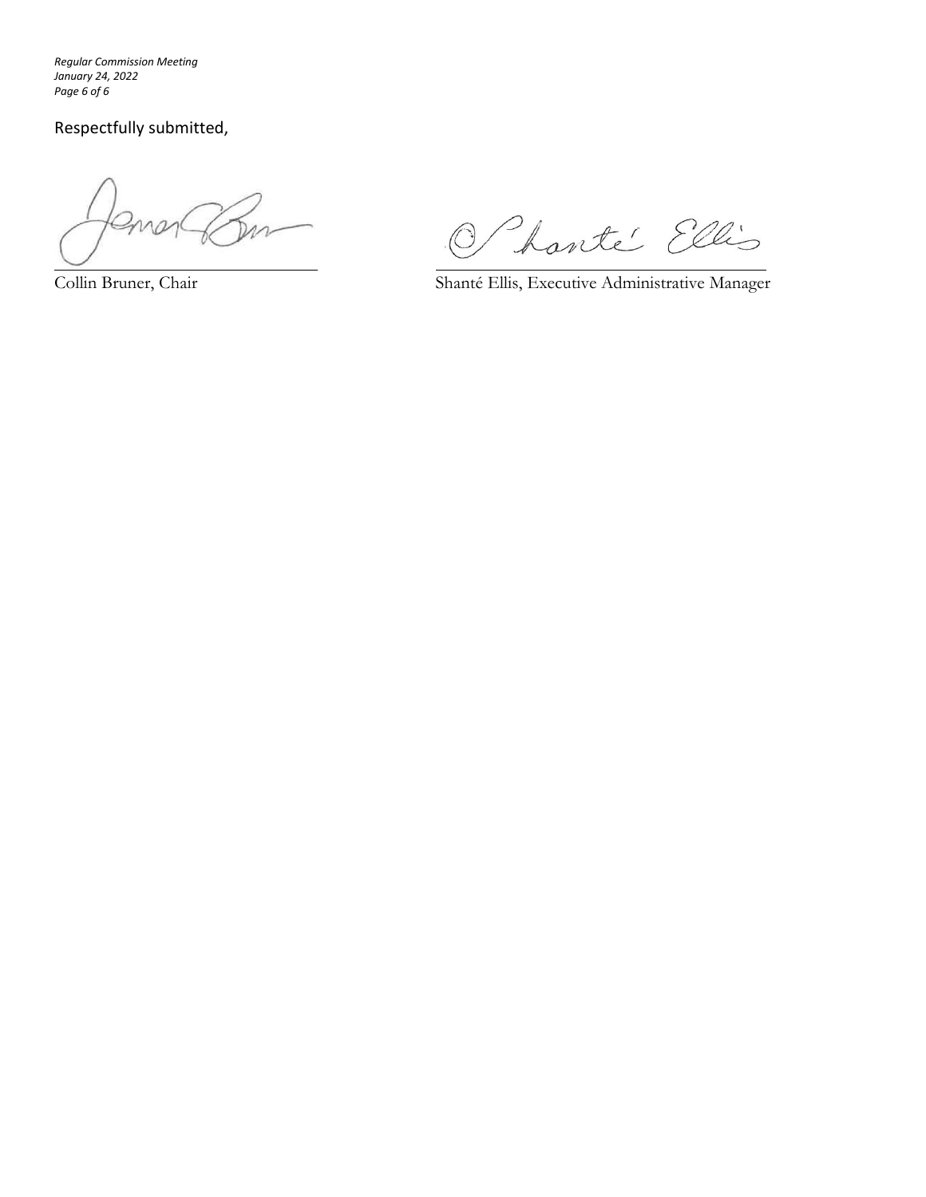Respectfully submitted,

Collin Bruner, Chair

Shanté Ellis, Executive Administrative Manager